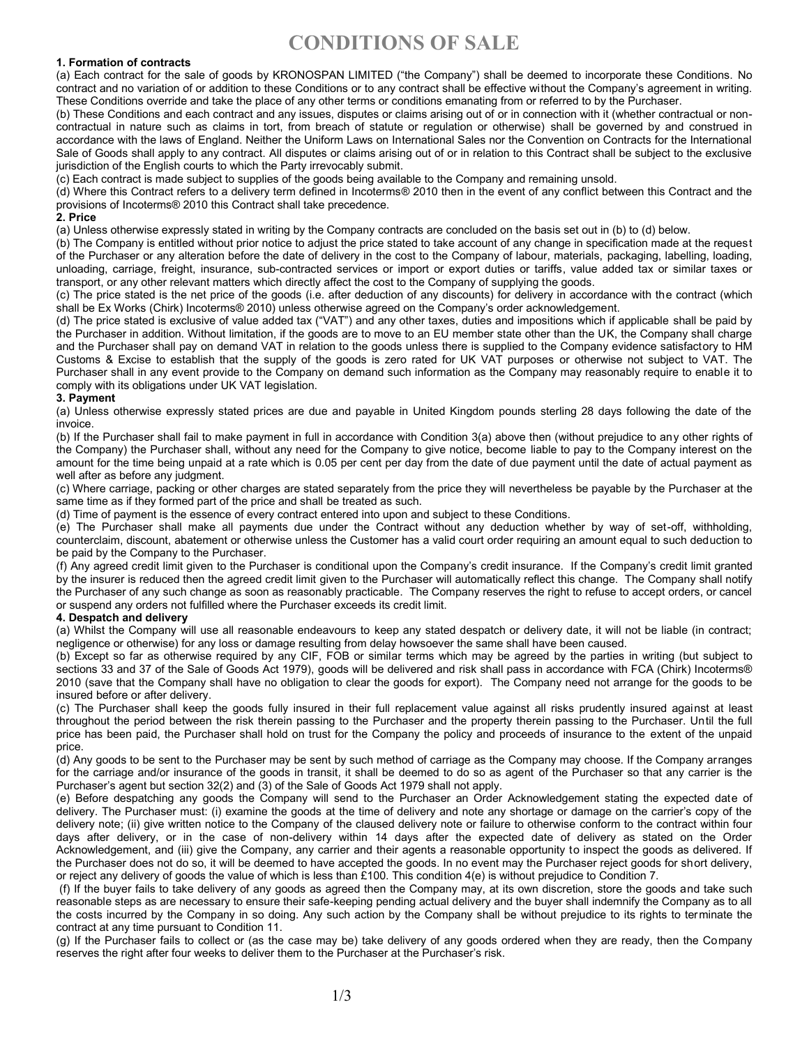# CONDITIONS OF SALE

**1. Formation of contracts**

(a) Each contract for the sale of goods by KRONOSPAN LIMITED ("the Company") shall be deemed to incorporate these Conditions. No contract and no variation of or addition to these Conditions or to any contract shall be effective without the Company's agreement in writing. These Conditions override and take the place of any other terms or conditions emanating from or referred to by the Purchaser.

(b) These Conditions and each contract and any issues, disputes or claims arising out of or in connection with it (whether contractual or non-contractual in nature such as claims in tort, from breach of statute or regulation or otherwise) shall be governed by and construed in accordance with the laws of England. Neither the Uniform Laws on International Sales nor the Convention on Contracts for the International Sale of Goods shall apply to any contract. All disputes or claims arising out of or in relation to this Contract shall be subject to the exclusive jurisdiction of the English courts to which the Party irrevocably submit.

(c) Each contract is made subject to supplies of the goods being available to the Company and remaining unsold.

(d) Where this Contract refers to a delivery term defined in Incoterms® 2010 then in the event of any conflict between this Contract and the provisions of Incoterms® 2010 this Contract shall take precedence.

**2. Price**

(a) Unless otherwise expressly stated in writing by the Company contracts are concluded on the basis set out in (b) to (d) below.

(b) The Company is entitled without prior notice to adjust the price stated to take account of any change in specification made at the request of the Purchaser or any alteration before the date of delivery in the cost to the Company of labour, materials, packaging, labelling, loading, unloading, carriage, freight, insurance, sub-contracted services or import or export duties or tariffs, value added tax or similar taxes or transport, or any other relevant matters which directly affect the cost to the Company of supplying the goods.

(c) The price stated is the net price of the goods (i.e. after deduction of any discounts) for delivery in accordance with the contract (which shall be Ex Works (Chirk) Incoterms® 2010) unless otherwise agreed on the Company's order acknowledgement.

(d) The price stated is exclusive of value added tax ("VAT") and any other taxes, duties and impositions which if applicable shall be paid by the Purchaser in addition. Without limitation, if the goods are to move to an EU member state other than the UK, the Company shall charge and the Purchaser shall pay on demand VAT in relation to the goods unless there is supplied to the Company evidence satisfactory to HM Customs & Excise to establish that the supply of the goods is zero rated for UK VAT purposes or otherwise not subject to VAT. The Purchaser shall in any event provide to the Company on demand such information as the Company may reasonably require to enable it to comply with its obligations under UK VAT legislation.

**3. Payment**

(a) Unless otherwise expressly stated prices are due and payable in United Kingdom pounds sterling 28 days following the date of the invoice.

(b) If the Purchaser shall fail to make payment in full in accordance with Condition 3(a) above then (without prejudice to any other rights of the Company) the Purchaser shall, without any need for the Company to give notice, become liable to pay to the Company interest on the amount for the time being unpaid at a rate which is 0.05 per cent per day from the date of due payment until the date of actual payment as well after as before any judgment.

(c) Where carriage, packing or other charges are stated separately from the price they will nevertheless be payable by the Purchaser at the same time as if they formed part of the price and shall be treated as such.

(d) Time of payment is the essence of every contract entered into upon and subject to these Conditions.

(e) The Purchaser shall make all payments due under the Contract without any deduction whether by way of set-off, withholding, counterclaim, discount, abatement or otherwise unless the Customer has a valid court order requiring an amount equal to such deduction to be paid by the Company to the Purchaser.

(f) Any agreed credit limit given to the Purchaser is conditional upon the Company's credit insurance. If the Company's credit limit granted by the insurer is reduced then the agreed credit limit given to the Purchaser will automatically reflect this change. The Company shall notify the Purchaser of any such change as soon as reasonably practicable. The Company reserves the right to refuse to accept orders, or cancel or suspend any orders not fulfilled where the Purchaser exceeds its credit limit.

**4. Despatch and delivery**

(a) Whilst the Company will use all reasonable endeavours to keep any stated despatch or delivery date, it will not be liable (in contract; negligence or otherwise) for any loss or damage resulting from delay howsoever the same shall have been caused.

(b) Except so far as otherwise required by any CIF, FOB or similar terms which may be agreed by the parties in writing (but subject to sections 33 and 37 of the Sale of Goods Act 1979), goods will be delivered and risk shall pass in accordance with FCA (Chirk) Incoterms® 2010 (save that the Company shall have no obligation to clear the goods for export). The Company need not arrange for the goods to be insured before or after delivery.

(c) The Purchaser shall keep the goods fully insured in their full replacement value against all risks prudently insured against at least throughout the period between the risk therein passing to the Purchaser and the property therein passing to the Purchaser. Until the full price has been paid, the Purchaser shall hold on trust for the Company the policy and proceeds of insurance to the extent of the unpaid price.

(d) Any goods to be sent to the Purchaser may be sent by such method of carriage as the Company may choose. If the Company arranges for the carriage and/or insurance of the goods in transit, it shall be deemed to do so as agent of the Purchaser so that any carrier is the Purchaser's agent but section 32(2) and (3) of the Sale of Goods Act 1979 shall not apply.

(e) Before despatching any goods the Company will send to the Purchaser an Order Acknowledgement stating the expected date of delivery. The Purchaser must: (i) examine the goods at the time of delivery and note any shortage or damage on the carrier's copy of the delivery note; (ii) give written notice to the Company of the claused delivery note or failure to otherwise conform to the contract within four days after delivery, or in the case of non-delivery within 14 days after the expected date of delivery as stated on the Order Acknowledgement, and (iii) give the Company, any carrier and their agents a reasonable opportunity to inspect the goods as delivered. If the Purchaser does not do so, it will be deemed to have accepted the goods. In no event may the Purchaser reject goods for short delivery, or reject any delivery of goods the value of which is less than £100. This condition 4(e) is without prejudice to Condition 7.

(f) If the buyer fails to take delivery of any goods as agreed then the Company may, at its own discretion, store the goods and take such reasonable steps as are necessary to ensure their safe-keeping pending actual delivery and the buyer shall indemnify the Company as to all the costs incurred by the Company in so doing. Any such action by the Company shall be without prejudice to its rights to terminate the contract at any time pursuant to Condition 11.

(g) If the Purchaser fails to collect or (as the case may be) take delivery of any goods ordered when they are ready, then the Company reserves the right after four weeks to deliver them to the Purchaser at the Purchaser's risk.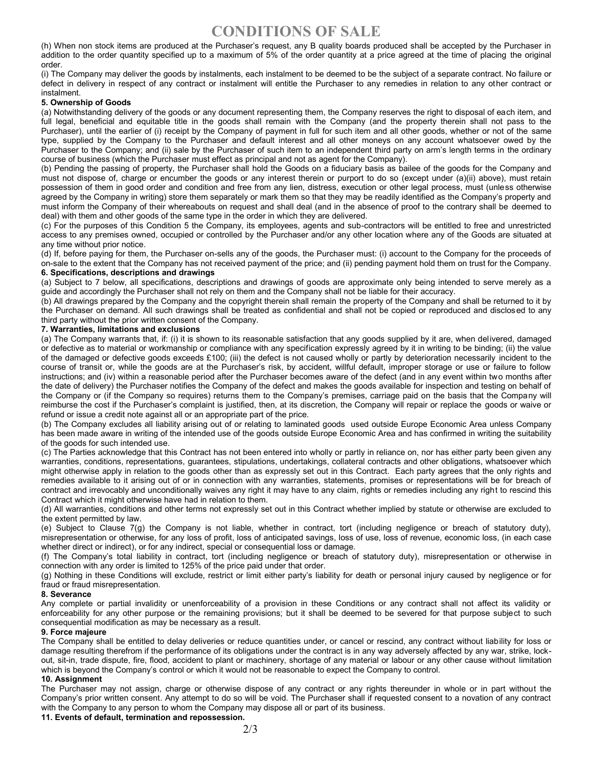# CONDITIONS OF SALE

(h) When non stock items are produced at the Purchaser's request, any B quality boards produced shall be accepted by the Purchaser in addition to the order quantity specified up to a maximum of 5% of the order quantity at a price agreed at the time of placing the original order.

(i) The Company may deliver the goods by instalments, each instalment to be deemed to be the subject of a separate contract. No failure or defect in delivery in respect of any contract or instalment will entitle the Purchaser to any remedies in relation to any other contract or instalment.

**5. Ownership of Goods**

(a) Notwithstanding delivery of the goods or any document representing them, the Company reserves the right to disposal of each item, and full legal, beneficial and equitable title in the goods shall remain with the Company (and the property therein shall not pass to the Purchaser), until the earlier of (i) receipt by the Company of payment in full for such item and all other goods, whether or not of the same type, supplied by the Company to the Purchaser and default interest and all other moneys on any account whatsoever owed by the Purchaser to the Company; and (ii) sale by the Purchaser of such item to an independent third party on arm's length terms in the ordinary course of business (which the Purchaser must effect as principal and not as agent for the Company).

(b) Pending the passing of property, the Purchaser shall hold the Goods on a fiduciary basis as bailee of the goods for the Company and must not dispose of, charge or encumber the goods or any interest therein or purport to do so (except under (a)(ii) above), must retain possession of them in good order and condition and free from any lien, distress, execution or other legal process, must (unless otherwise agreed by the Company in writing) store them separately or mark them so that they may be readily identified as the Company's property and must inform the Company of their whereabouts on request and shall deal (and in the absence of proof to the contrary shall be deemed to deal) with them and other goods of the same type in the order in which they are delivered.

(c) For the purposes of this Condition 5 the Company, its employees, agents and sub-contractors will be entitled to free and unrestricted access to any premises owned, occupied or controlled by the Purchaser and/or any other location where any of the Goods are situated at any time without prior notice.

(d) If, before paying for them, the Purchaser on-sells any of the goods, the Purchaser must: (i) account to the Company for the proceeds of on-sale to the extent that the Company has not received payment of the price; and (ii) pending payment hold them on trust for the Company.

**6. Specifications, descriptions and drawings**

(a) Subject to 7 below, all specifications, descriptions and drawings of goods are approximate only being intended to serve merely as a guide and accordingly the Purchaser shall not rely on them and the Company shall not be liable for their accuracy.

(b) All drawings prepared by the Company and the copyright therein shall remain the property of the Company and shall be returned to it by the Purchaser on demand. All such drawings shall be treated as confidential and shall not be copied or reproduced and disclosed to any third party without the prior written consent of the Company.

**7. Warranties, limitations and exclusions**

(a) The Company warrants that, if: (i) it is shown to its reasonable satisfaction that any goods supplied by it are, when delivered, damaged or defective as to material or workmanship or compliance with any specification expressly agreed by it in writing to be binding; (ii) the value of the damaged or defective goods exceeds £100; (iii) the defect is not caused wholly or partly by deterioration necessarily incident to the course of transit or, while the goods are at the Purchaser's risk, by accident, willful default, improper storage or use or failure to follow instructions; and (iv) within a reasonable period after the Purchaser becomes aware of the defect (and in any event within two months after the date of delivery) the Purchaser notifies the Company of the defect and makes the goods available for inspection and testing on behalf of the Company or (if the Company so requires) returns them to the Company's premises, carriage paid on the basis that the Company will reimburse the cost if the Purchaser's complaint is justified, then, at its discretion, the Company will repair or replace the goods or waive or refund or issue a credit note against all or an appropriate part of the price.

(b) The Company excludes all liability arising out of or relating to laminated goods used outside Europe Economic Area unless Company has been made aware in writing of the intended use of the goods outside Europe Economic Area and has confirmed in writing the suitability of the goods for such intended use.

(c) The Parties acknowledge that this Contract has not been entered into wholly or partly in reliance on, nor has either party been given any warranties, conditions, representations, guarantees, stipulations, undertakings, collateral contracts and other obligations, whatsoever which might otherwise apply in relation to the goods other than as expressly set out in this Contract. Each party agrees that the only rights and remedies available to it arising out of or in connection with any warranties, statements, promises or representations will be for breach of contract and irrevocably and unconditionally waives any right it may have to any claim, rights or remedies including any right to rescind this Contract which it might otherwise have had in relation to them.

(d) All warranties, conditions and other terms not expressly set out in this Contract whether implied by statute or otherwise are excluded to the extent permitted by law.

(e) Subject to Clause 7(g) the Company is not liable, whether in contract, tort (including negligence or breach of statutory duty), misrepresentation or otherwise, for any loss of profit, loss of anticipated savings, loss of use, loss of revenue, economic loss, (in each case whether direct or indirect), or for any indirect, special or consequential loss or damage.

(f) The Company's total liability in contract, tort (including negligence or breach of statutory duty), misrepresentation or otherwise in connection with any order is limited to 125% of the price paid under that order.

(g) Nothing in these Conditions will exclude, restrict or limit either party's liability for death or personal injury caused by negligence or for fraud or fraud misrepresentation.

**8. Severance**

Any complete or partial invalidity or unenforceability of a provision in these Conditions or any contract shall not affect its validity or enforceability for any other purpose or the remaining provisions; but it shall be deemed to be severed for that purpose subject to such consequential modification as may be necessary as a result.

**9. Force majeure**

The Company shall be entitled to delay deliveries or reduce quantities under, or cancel or rescind, any contract without liability for loss or damage resulting therefrom if the performance of its obligations under the contract is in any way adversely affected by any war, strike, lock-out, sit-in, trade dispute, fire, flood, accident to plant or machinery, shortage of any material or labour or any other cause without limitation which is beyond the Company's control or which it would not be reasonable to expect the Company to control.

**10. Assignment**

The Purchaser may not assign, charge or otherwise dispose of any contract or any rights thereunder in whole or in part without the Company's prior written consent. Any attempt to do so will be void. The Purchaser shall if requested consent to a novation of any contract with the Company to any person to whom the Company may dispose all or part of its business.

**11. Events of default, termination and repossession.**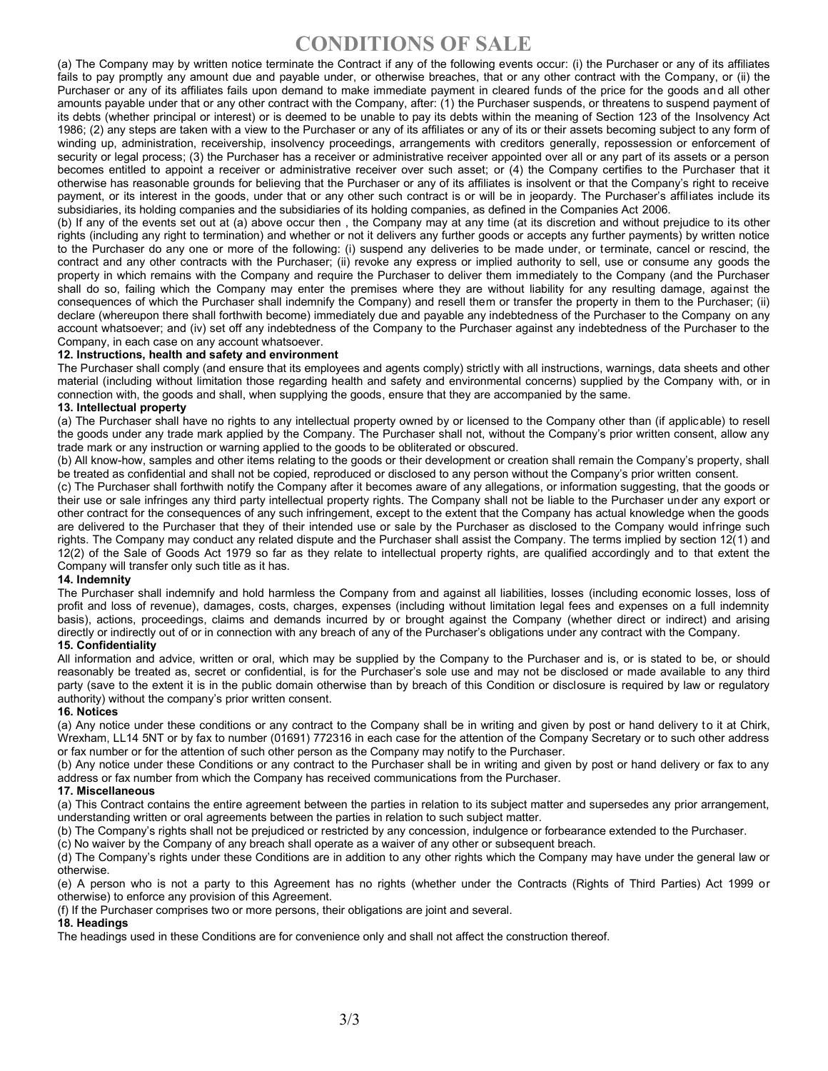# CONDITIONS OF SALE

(a) The Company may by written notice terminate the Contract if any of the following events occur: (i) the Purchaser or any of its affiliates fails to pay promptly any amount due and payable under, or otherwise breaches, that or any other contract with the Company, or (ii) the Purchaser or any of its affiliates fails upon demand to make immediate payment in cleared funds of the price for the goods and all other amounts payable under that or any other contract with the Company, after: (1) the Purchaser suspends, or threatens to suspend payment of its debts (whether principal or interest) or is deemed to be unable to pay its debts within the meaning of Section 123 of the Insolvency Act 1986; (2) any steps are taken with a view to the Purchaser or any of its affiliates or any of its or their assets becoming subject to any form of winding up, administration, receivership, insolvency proceedings, arrangements with creditors generally, repossession or enforcement of security or legal process; (3) the Purchaser has a receiver or administrative receiver appointed over all or any part of its assets or a person becomes entitled to appoint a receiver or administrative receiver over such asset; or (4) the Company certifies to the Purchaser that it otherwise has reasonable grounds for believing that the Purchaser or any of its affiliates is insolvent or that the Company's right to receive payment, or its interest in the goods, under that or any other such contract is or will be in jeopardy. The Purchaser's affiliates include its subsidiaries, its holding companies and the subsidiaries of its holding companies, as defined in the Companies Act 2006.

(b) If any of the events set out at (a) above occur then , the Company may at any time (at its discretion and without prejudice to its other rights (including any right to termination) and whether or not it delivers any further goods or accepts any further payments) by written notice to the Purchaser do any one or more of the following: (i) suspend any deliveries to be made under, or terminate, cancel or rescind, the contract and any other contracts with the Purchaser; (ii) revoke any express or implied authority to sell, use or consume any goods the property in which remains with the Company and require the Purchaser to deliver them immediately to the Company (and the Purchaser shall do so, failing which the Company may enter the premises where they are without liability for any resulting damage, against the consequences of which the Purchaser shall indemnify the Company) and resell them or transfer the property in them to the Purchaser; (ii) declare (whereupon there shall forthwith become) immediately due and payable any indebtedness of the Purchaser to the Company on any account whatsoever; and (iv) set off any indebtedness of the Company to the Purchaser against any indebtedness of the Purchaser to the Company, in each case on any account whatsoever.

**12. Instructions, health and safety and environment**

The Purchaser shall comply (and ensure that its employees and agents comply) strictly with all instructions, warnings, data sheets and other material (including without limitation those regarding health and safety and environmental concerns) supplied by the Company with, or in connection with, the goods and shall, when supplying the goods, ensure that they are accompanied by the same.

**13. Intellectual property**

(a) The Purchaser shall have no rights to any intellectual property owned by or licensed to the Company other than (if applicable) to resell the goods under any trade mark applied by the Company. The Purchaser shall not, without the Company's prior written consent, allow any trade mark or any instruction or warning applied to the goods to be obliterated or obscured.

(b) All know-how, samples and other items relating to the goods or their development or creation shall remain the Company's property, shall be treated as confidential and shall not be copied, reproduced or disclosed to any person without the Company's prior written consent.

(c) The Purchaser shall forthwith notify the Company after it becomes aware of any allegations, or information suggesting, that the goods or their use or sale infringes any third party intellectual property rights. The Company shall not be liable to the Purchaser under any export or other contract for the consequences of any such infringement, except to the extent that the Company has actual knowledge when the goods are delivered to the Purchaser that they of their intended use or sale by the Purchaser as disclosed to the Company would infringe such rights. The Company may conduct any related dispute and the Purchaser shall assist the Company. The terms implied by section 12(1) and 12(2) of the Sale of Goods Act 1979 so far as they relate to intellectual property rights, are qualified accordingly and to that extent the Company will transfer only such title as it has.

**14. Indemnity**

The Purchaser shall indemnify and hold harmless the Company from and against all liabilities, losses (including economic losses, loss of profit and loss of revenue), damages, costs, charges, expenses (including without limitation legal fees and expenses on a full indemnity basis), actions, proceedings, claims and demands incurred by or brought against the Company (whether direct or indirect) and arising directly or indirectly out of or in connection with any breach of any of the Purchaser's obligations under any contract with the Company.

**15. Confidentiality**

All information and advice, written or oral, which may be supplied by the Company to the Purchaser and is, or is stated to be, or should reasonably be treated as, secret or confidential, is for the Purchaser's sole use and may not be disclosed or made available to any third party (save to the extent it is in the public domain otherwise than by breach of this Condition or disclosure is required by law or regulatory authority) without the company's prior written consent.

**16. Notices**

(a) Any notice under these conditions or any contract to the Company shall be in writing and given by post or hand delivery to it at Chirk, Wrexham, LL14 5NT or by fax to number (01691) 772316 in each case for the attention of the Company Secretary or to such other address or fax number or for the attention of such other person as the Company may notify to the Purchaser.

(b) Any notice under these Conditions or any contract to the Purchaser shall be in writing and given by post or hand delivery or fax to any address or fax number from which the Company has received communications from the Purchaser.

**17. Miscellaneous**

(a) This Contract contains the entire agreement between the parties in relation to its subject matter and supersedes any prior arrangement, understanding written or oral agreements between the parties in relation to such subject matter.

(b) The Company's rights shall not be prejudiced or restricted by any concession, indulgence or forbearance extended to the Purchaser.

(c) No waiver by the Company of any breach shall operate as a waiver of any other or subsequent breach.

(d) The Company's rights under these Conditions are in addition to any other rights which the Company may have under the general law or otherwise.

(e) A person who is not a party to this Agreement has no rights (whether under the Contracts (Rights of Third Parties) Act 1999 or otherwise) to enforce any provision of this Agreement.

(f) If the Purchaser comprises two or more persons, their obligations are joint and several.

**18. Headings**

The headings used in these Conditions are for convenience only and shall not affect the construction thereof.